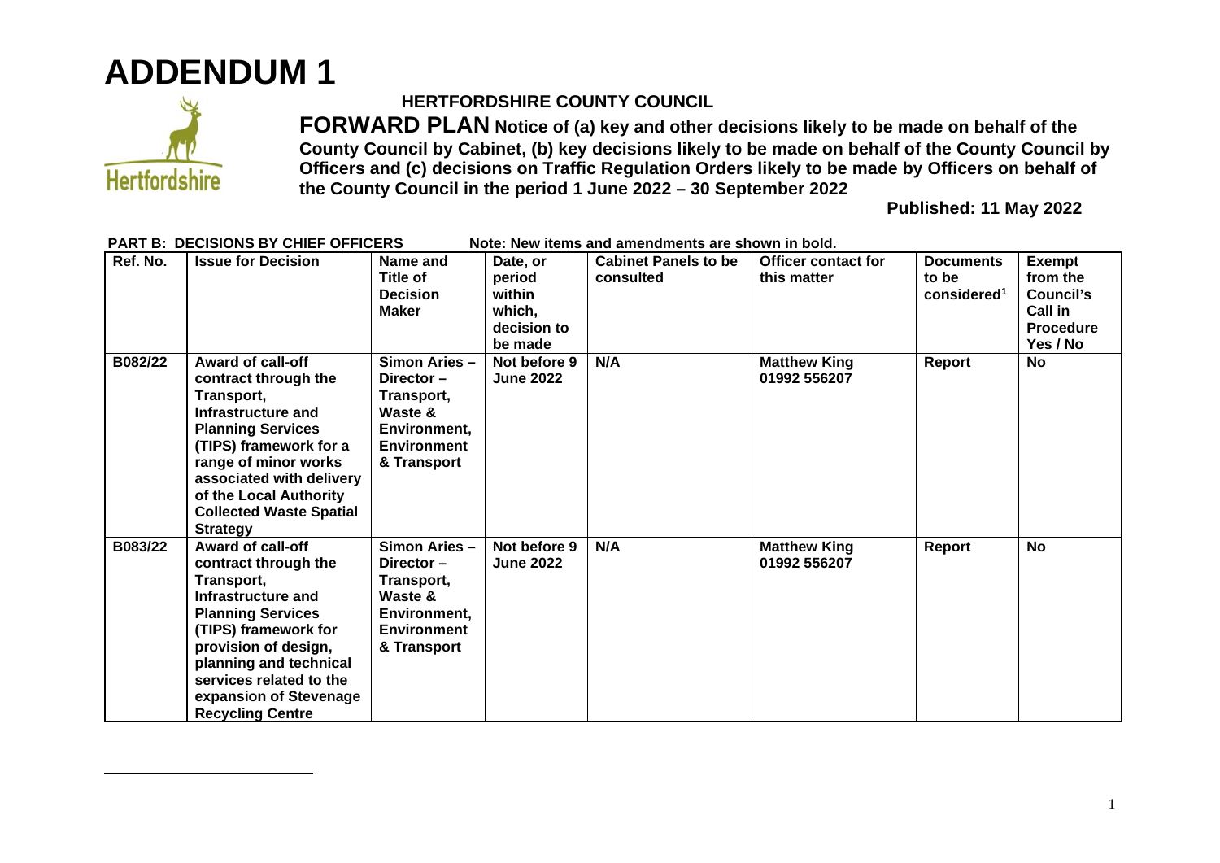# ADDENDUM 1

**HERTFORDSHIRE COUNTY COUNCIL**

**FORWARD PLAN Notice of (a) key and other decisions likely to be made on behalf of the County Council by Cabinet, (b) key decisions likely to be made on behalf of the County Council by Officers and (c) decisions on Traffic Regulation Orders likely to be made by Officers on behalf of the County Council in the period 1 June 2022 – 30 September 2022**

**Published: 11 May 2022**

**PART B: DECISIONS BY CHIEF OFFICERS** **Note: New items and amendments are shown in bold.**

| Ref. No. | Issue for Decision | Name and Title of Decision Maker | Date, or period within which, decision to be made | Cabinet Panels to be consulted | Officer contact for this matter | Documents to be considered[1] | Exempt from the Council's Call in Procedure Yes / No |
|---|---|---|---|---|---|---|---|
| B082/22 | **Award of call-off contract through the Transport, Infrastructure and Planning Services (TIPS) framework for a range of minor works associated with delivery of the Local Authority Collected Waste Spatial Strategy** | **Simon Aries – Director – Transport, Waste & Environment, Environment & Transport** | **Not before 9 June 2022** | **N/A** | **Matthew King 01992 556207** | **Report** | **No** |
| B083/22 | **Award of call-off contract through the Transport, Infrastructure and Planning Services (TIPS) framework for provision of design, planning and technical services related to the expansion of Stevenage Recycling Centre** | **Simon Aries – Director – Transport, Waste & Environment, Environment & Transport** | **Not before 9 June 2022** | **N/A** | **Matthew King 01992 556207** | **Report** | **No** |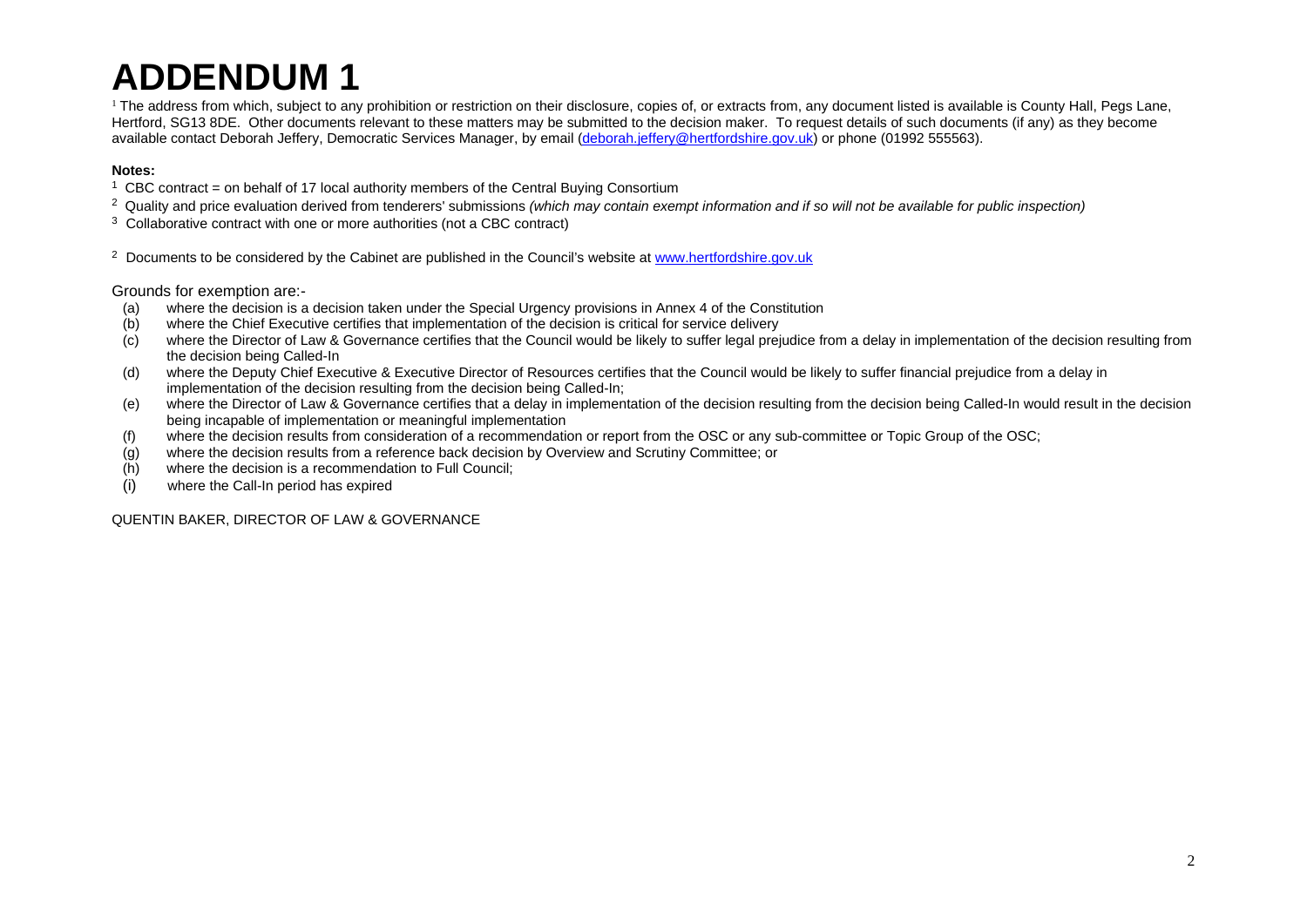# ADDENDUM 1

[1] The address from which, subject to any prohibition or restriction on their disclosure, copies of, or extracts from, any document listed is available is County Hall, Pegs Lane, Hertford, SG13 8DE. Other documents relevant to these matters may be submitted to the decision maker. To request details of such documents (if any) as they become available contact Deborah Jeffery, Democratic Services Manager, by email (deborah.jeffery@hertfordshire.gov.uk) or phone (01992 555563).

**Notes:**

[1] CBC contract = on behalf of 17 local authority members of the Central Buying Consortium

[2] Quality and price evaluation derived from tenderers' submissions *(which may contain exempt information and if so will not be available for public inspection)*

[3] Collaborative contract with one or more authorities (not a CBC contract)

[2] Documents to be considered by the Cabinet are published in the Council's website at www.hertfordshire.gov.uk

Grounds for exemption are:-

(a) where the decision is a decision taken under the Special Urgency provisions in Annex 4 of the Constitution
(b) where the Chief Executive certifies that implementation of the decision is critical for service delivery
(c) where the Director of Law & Governance certifies that the Council would be likely to suffer legal prejudice from a delay in implementation of the decision resulting from the decision being Called-In
(d) where the Deputy Chief Executive & Executive Director of Resources certifies that the Council would be likely to suffer financial prejudice from a delay in implementation of the decision resulting from the decision being Called-In;
(e) where the Director of Law & Governance certifies that a delay in implementation of the decision resulting from the decision being Called-In would result in the decision being incapable of implementation or meaningful implementation
(f) where the decision results from consideration of a recommendation or report from the OSC or any sub-committee or Topic Group of the OSC;
(g) where the decision results from a reference back decision by Overview and Scrutiny Committee; or
(h) where the decision is a recommendation to Full Council;
(i) where the Call-In period has expired

QUENTIN BAKER, DIRECTOR OF LAW & GOVERNANCE